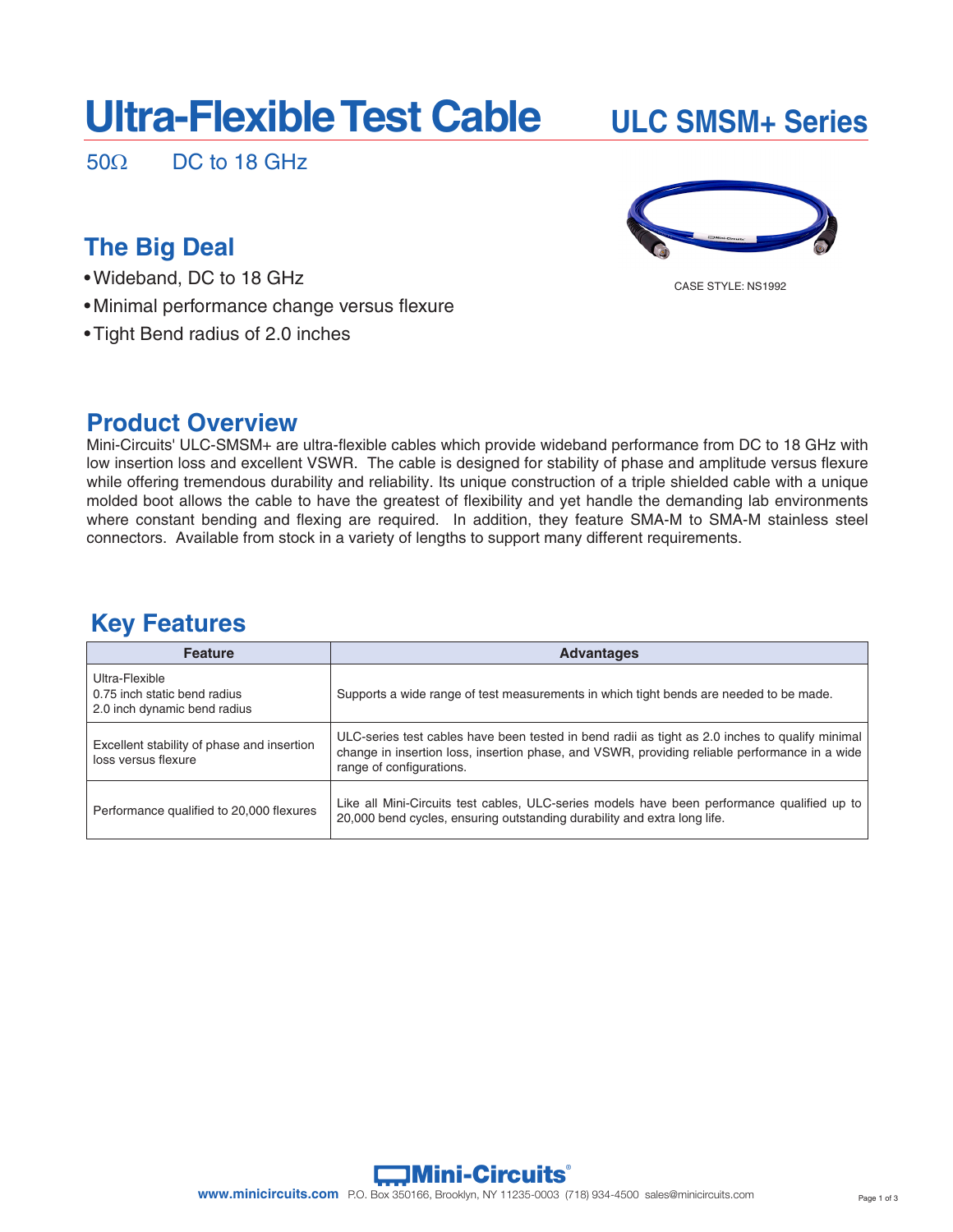# Ultra-Flexible Test Cable

## ULC SMSM+ Series

50Ω DC to 18 GHz

CASE STYLE: NS1992

## The Big Deal

- Wideband, DC to 18 GHz
- Minimal performance change versus flexure
- Tight Bend radius of 2.0 inches

## Product Overview

Mini-Circuits' ULC-SMSM+ are ultra-flexible cables which provide wideband performance from DC to 18 GHz with low insertion loss and excellent VSWR. The cable is designed for stability of phase and amplitude versus flexure while offering tremendous durability and reliability. Its unique construction of a triple shielded cable with a unique molded boot allows the cable to have the greatest of flexibility and yet handle the demanding lab environments where constant bending and flexing are required. In addition, they feature SMA-M to SMA-M stainless steel connectors. Available from stock in a variety of lengths to support many different requirements.

## Key Features

| Feature | Advantages |
|---|---|
| Ultra-Flexible<br>0.75 inch static bend radius<br>2.0 inch dynamic bend radius | Supports a wide range of test measurements in which tight bends are needed to be made. |
| Excellent stability of phase and insertion loss versus flexure | ULC-series test cables have been tested in bend radii as tight as 2.0 inches to qualify minimal change in insertion loss, insertion phase, and VSWR, providing reliable performance in a wide range of configurations. |
| Performance qualified to 20,000 flexures | Like all Mini-Circuits test cables, ULC-series models have been performance qualified up to 20,000 bend cycles, ensuring outstanding durability and extra long life. |

Mini-Circuits®

www.minicircuits.com P.O. Box 350166, Brooklyn, NY 11235-0003 (718) 934-4500 sales@minicircuits.com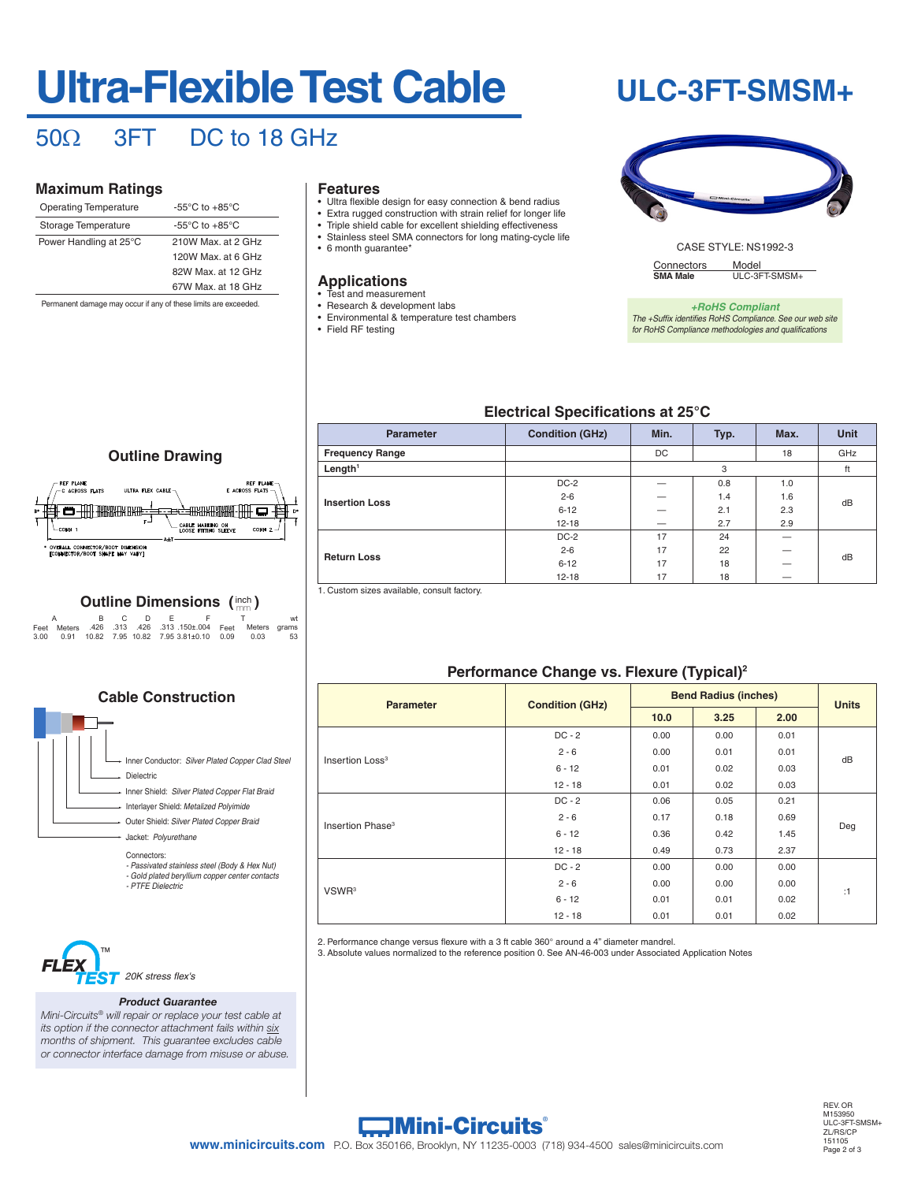# Ultra-Flexible Test Cable

# ULC-3FT-SMSM+

## 50Ω 3FT DC to 18 GHz

### Maximum Ratings

| | |
|---|---|
| Operating Temperature | -55°C to +85°C |
| Storage Temperature | -55°C to +85°C |
| Power Handling at 25°C | 210W Max. at 2 GHz |
| | 120W Max. at 6 GHz |
| | 82W Max. at 12 GHz |
| | 67W Max. at 18 GHz |

Permanent damage may occur if any of these limits are exceeded.

### Features

- Ultra flexible design for easy connection & bend radius
- Extra rugged construction with strain relief for longer life
- Triple shield cable for excellent shielding effectiveness
- Stainless steel SMA connectors for long mating-cycle life
- 6 month guarantee*

### Applications

- Test and measurement
- Research & development labs
- Environmental & temperature test chambers
- Field RF testing

CASE STYLE: NS1992-3

| Connectors | Model |
|---|---|
| **SMA Male** | ULC-3FT-SMSM+ |

***+RoHS Compliant***
*The +Suffix identifies RoHS Compliance. See our web site for RoHS Compliance methodologies and qualifications*

### Electrical Specifications at 25°C

| Parameter | Condition (GHz) | Min. | Typ. | Max. | Unit |
|---|---|---|---|---|---|
| **Frequency Range** | | DC | | 18 | GHz |
| **Length**[1] | | | 3 | | ft |
| **Insertion Loss** | DC-2 | — | 0.8 | 1.0 | dB |
| | 2-6 | — | 1.4 | 1.6 | |
| | 6-12 | — | 2.1 | 2.3 | |
| | 12-18 | — | 2.7 | 2.9 | |
| **Return Loss** | DC-2 | 17 | 24 | — | dB |
| | 2-6 | 17 | 22 | — | |
| | 6-12 | 17 | 18 | — | |
| | 12-18 | 17 | 18 | — | |

1. Custom sizes available, consult factory.

### Outline Drawing

REF PLANE — C ACROSS FLATS — ULTRA FLEX CABLE — REF PLANE — E ACROSS FLATS — B* — D* — CONN 1 — F — CABLE MARKING ON LOOSE FITTING SLEEVE — CONN 2 — A±T

\* OVERALL CONNECTOR/BOOT DIMENSION [CONNECTOR/BOOT SHAPE MAY VARY]

### Outline Dimensions (inch / mm)

| A (Feet) | A (Meters) | B | C | D | E | F | T (Feet) | T (Meters) | wt (grams) |
|---|---|---|---|---|---|---|---|---|---|
| 3.00 | 0.91 | .426 | .313 | .426 | .313 | .150±.004 | 0.09 | 0.03 | 53 |
| | | 10.82 | 7.95 | 10.82 | 7.95 | 3.81±0.10 | | | |

### Performance Change vs. Flexure (Typical)[2]

| Parameter | Condition (GHz) | Bend Radius (inches) | | | Units |
|---|---|---|---|---|---|
| | | **10.0** | **3.25** | **2.00** | |
| Insertion Loss[3] | DC - 2 | 0.00 | 0.00 | 0.01 | dB |
| | 2 - 6 | 0.00 | 0.01 | 0.01 | |
| | 6 - 12 | 0.01 | 0.02 | 0.03 | |
| | 12 - 18 | 0.01 | 0.02 | 0.03 | |
| Insertion Phase[3] | DC - 2 | 0.06 | 0.05 | 0.21 | Deg |
| | 2 - 6 | 0.17 | 0.18 | 0.69 | |
| | 6 - 12 | 0.36 | 0.42 | 1.45 | |
| | 12 - 18 | 0.49 | 0.73 | 2.37 | |
| VSWR[3] | DC - 2 | 0.00 | 0.00 | 0.00 | :1 |
| | 2 - 6 | 0.00 | 0.00 | 0.00 | |
| | 6 - 12 | 0.01 | 0.01 | 0.02 | |
| | 12 - 18 | 0.01 | 0.01 | 0.02 | |

2. Performance change versus flexure with a 3 ft cable 360° around a 4" diameter mandrel.
3. Absolute values normalized to the reference position 0. See AN-46-003 under Associated Application Notes

### Cable Construction

- Inner Conductor: *Silver Plated Copper Clad Steel*
- Dielectric
- Inner Shield: *Silver Plated Copper Flat Braid*
- Interlayer Shield: *Metalized Polyimide*
- Outer Shield: *Silver Plated Copper Braid*
- Jacket: *Polyurethane*

Connectors:
- *Passivated stainless steel (Body & Hex Nut)*
- *Gold plated beryllium copper center contacts*
- *PTFE Dielectric*

FLEX TEST™ *20K stress flex's*

***Product Guarantee***
*Mini-Circuits® will repair or replace your test cable at its option if the connector attachment fails within six months of shipment. This guarantee excludes cable or connector interface damage from misuse or abuse.*

Mini-Circuits®
**www.minicircuits.com** P.O. Box 350166, Brooklyn, NY 11235-0003 (718) 934-4500 sales@minicircuits.com

REV. OR
M153950
ULC-3FT-SMSM+
ZL/RS/CP
151105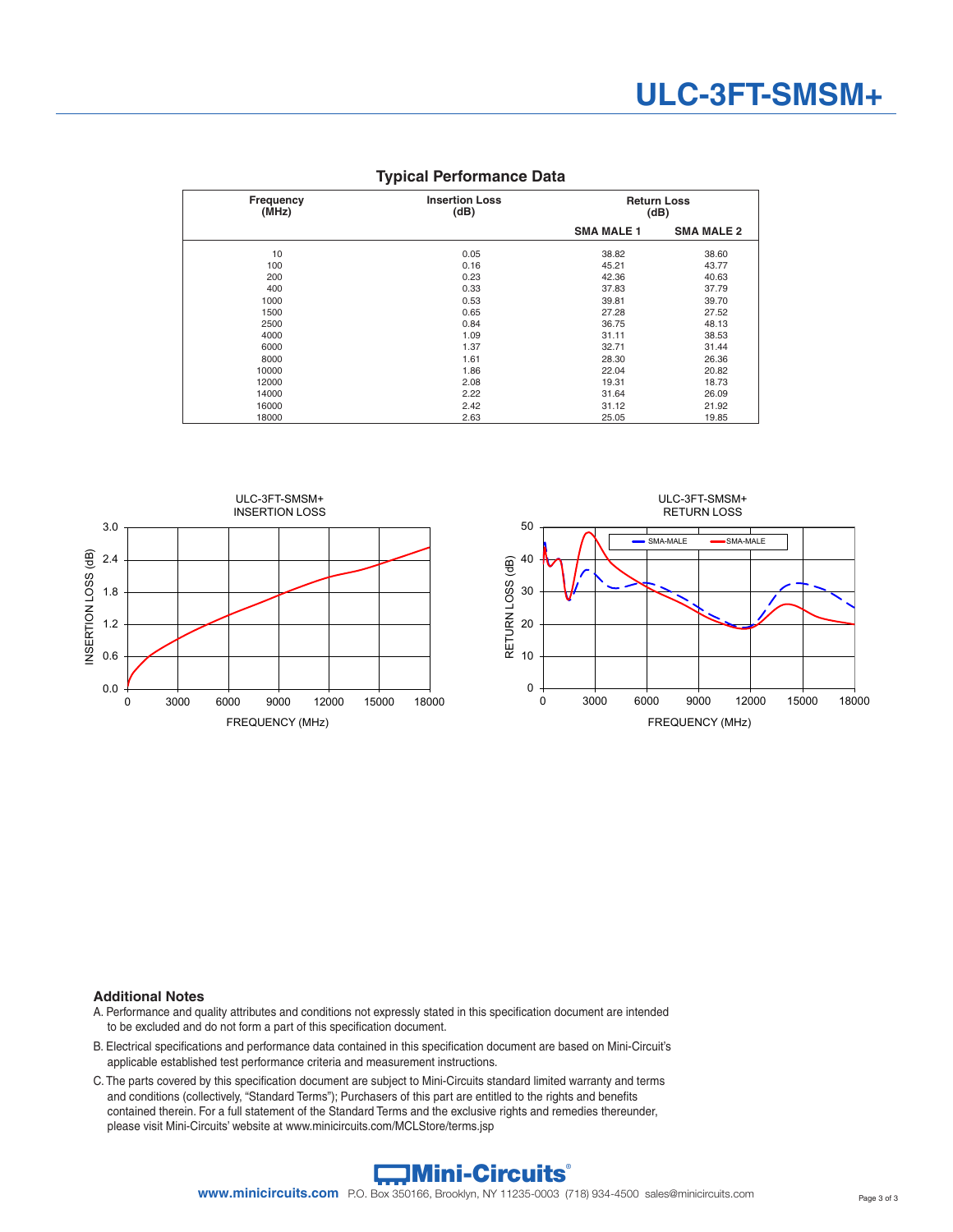# ULC-3FT-SMSM+

## Typical Performance Data

| Frequency (MHz) | Insertion Loss (dB) | Return Loss (dB) | |
|---|---|---|---|
| | | SMA MALE 1 | SMA MALE 2 |
| 10 | 0.05 | 38.82 | 38.60 |
| 100 | 0.16 | 45.21 | 43.77 |
| 200 | 0.23 | 42.36 | 40.63 |
| 400 | 0.33 | 37.83 | 37.79 |
| 1000 | 0.53 | 39.81 | 39.70 |
| 1500 | 0.65 | 27.28 | 27.52 |
| 2500 | 0.84 | 36.75 | 48.13 |
| 4000 | 1.09 | 31.11 | 38.53 |
| 6000 | 1.37 | 32.71 | 31.44 |
| 8000 | 1.61 | 28.30 | 26.36 |
| 10000 | 1.86 | 22.04 | 20.82 |
| 12000 | 2.08 | 19.31 | 18.73 |
| 14000 | 2.22 | 31.64 | 26.09 |
| 16000 | 2.42 | 31.12 | 21.92 |
| 18000 | 2.63 | 25.05 | 19.85 |

ULC-3FT-SMSM+
INSERTION LOSS

INSERTION LOSS (dB)
3.0
2.4
1.8
1.2
0.6
0.0
0 3000 6000 9000 12000 15000 18000
FREQUENCY (MHz)

ULC-3FT-SMSM+
RETURN LOSS

SMA-MALE
SMA-MALE

RETURN LOSS (dB)
50
40
30
20
10
0
0 3000 6000 9000 12000 15000 18000
FREQUENCY (MHz)

### Additional Notes

A. Performance and quality attributes and conditions not expressly stated in this specification document are intended to be excluded and do not form a part of this specification document.

B. Electrical specifications and performance data contained in this specification document are based on Mini-Circuit's applicable established test performance criteria and measurement instructions.

C. The parts covered by this specification document are subject to Mini-Circuits standard limited warranty and terms and conditions (collectively, "Standard Terms"); Purchasers of this part are entitled to the rights and benefits contained therein. For a full statement of the Standard Terms and the exclusive rights and remedies thereunder, please visit Mini-Circuits' website at www.minicircuits.com/MCLStore/terms.jsp

Mini-Circuits®

www.minicircuits.com P.O. Box 350166, Brooklyn, NY 11235-0003 (718) 934-4500 sales@minicircuits.com